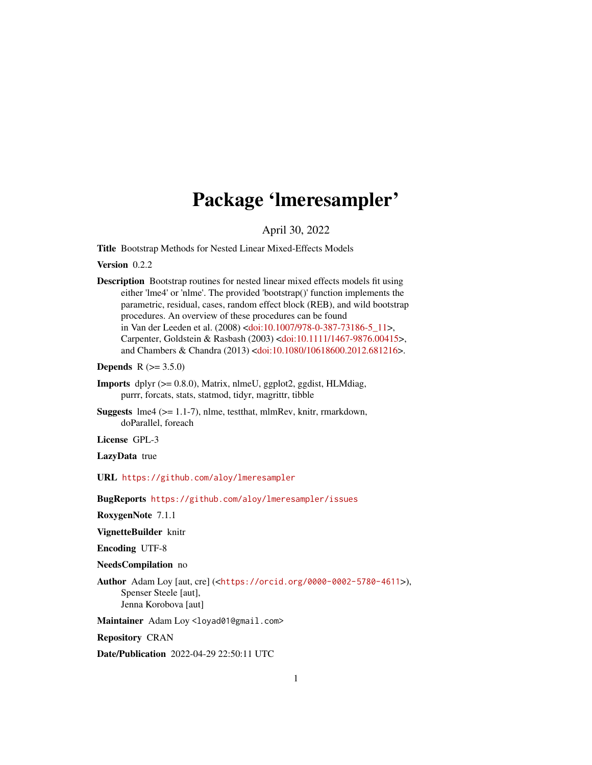# Package 'lmeresampler'

April 30, 2022

**Title** Bootstrap Methods for Nested Linear Mixed-Effects Models

**Version** 0.2.2

**Description** Bootstrap routines for nested linear mixed effects models fit using either 'lme4' or 'nlme'. The provided 'bootstrap()' function implements the parametric, residual, cases, random effect block (REB), and wild bootstrap procedures. An overview of these procedures can be found in Van der Leeden et al. (2008) <doi:10.1007/978-0-387-73186-5_11>, Carpenter, Goldstein & Rasbash (2003) <doi:10.1111/1467-9876.00415>, and Chambers & Chandra (2013) <doi:10.1080/10618600.2012.681216>.

**Depends** R (>= 3.5.0)

**Imports** dplyr (>= 0.8.0), Matrix, nlmeU, ggplot2, ggdist, HLMdiag, purrr, forcats, stats, statmod, tidyr, magrittr, tibble

**Suggests** lme4 (>= 1.1-7), nlme, testthat, mlmRev, knitr, rmarkdown, doParallel, foreach

**License** GPL-3

**LazyData** true

**URL** https://github.com/aloy/lmeresampler

**BugReports** https://github.com/aloy/lmeresampler/issues

**RoxygenNote** 7.1.1

**VignetteBuilder** knitr

**Encoding** UTF-8

**NeedsCompilation** no

**Author** Adam Loy [aut, cre] (<https://orcid.org/0000-0002-5780-4611>), Spenser Steele [aut], Jenna Korobova [aut]

**Maintainer** Adam Loy <loyad01@gmail.com>

**Repository** CRAN

**Date/Publication** 2022-04-29 22:50:11 UTC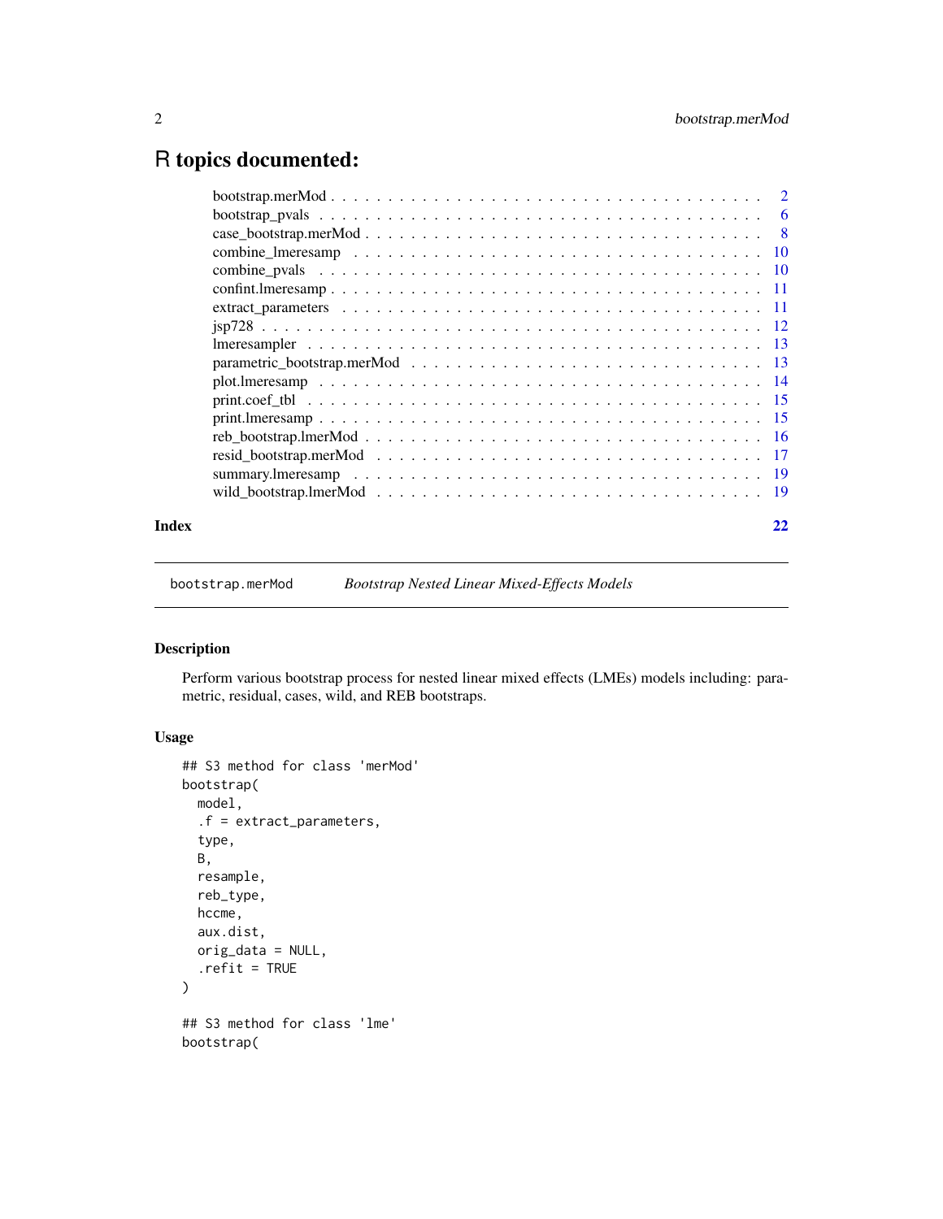# R topics documented:

| | |
|---|---|
| bootstrap.merMod | 2 |
| bootstrap_pvals | 6 |
| case_bootstrap.merMod | 8 |
| combine_lmeresamp | 10 |
| combine_pvals | 10 |
| confint.lmeresamp | 11 |
| extract_parameters | 11 |
| jsp728 | 12 |
| lmeresampler | 13 |
| parametric_bootstrap.merMod | 13 |
| plot.lmeresamp | 14 |
| print.coef_tbl | 15 |
| print.lmeresamp | 15 |
| reb_bootstrap.lmerMod | 16 |
| resid_bootstrap.merMod | 17 |
| summary.lmeresamp | 19 |
| wild_bootstrap.lmerMod | 19 |

**Index** 22

---

`bootstrap.merMod` *Bootstrap Nested Linear Mixed-Effects Models*

---

## Description

Perform various bootstrap process for nested linear mixed effects (LMEs) models including: parametric, residual, cases, wild, and REB bootstraps.

## Usage

```
## S3 method for class 'merMod'
bootstrap(
  model,
  .f = extract_parameters,
  type,
  B,
  resample,
  reb_type,
  hccme,
  aux.dist,
  orig_data = NULL,
  .refit = TRUE
)

## S3 method for class 'lme'
bootstrap(
```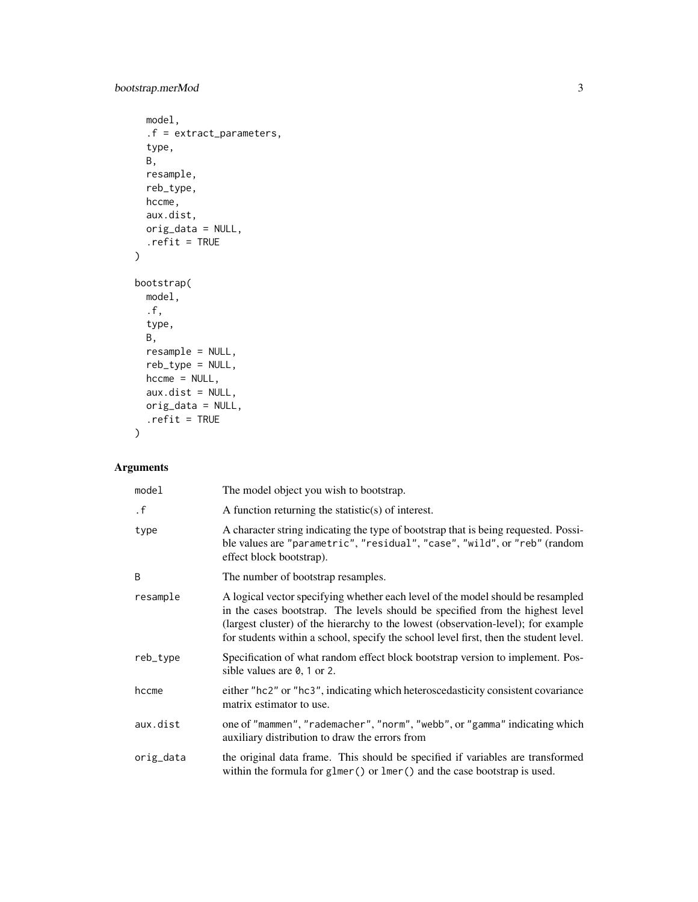```
  model,
  .f = extract_parameters,
  type,
  B,
  resample,
  reb_type,
  hccme,
  aux.dist,
  orig_data = NULL,
  .refit = TRUE
)

bootstrap(
  model,
  .f,
  type,
  B,
  resample = NULL,
  reb_type = NULL,
  hccme = NULL,
  aux.dist = NULL,
  orig_data = NULL,
  .refit = TRUE
)
```

## Arguments

| | |
|---|---|
| `model` | The model object you wish to bootstrap. |
| `.f` | A function returning the statistic(s) of interest. |
| `type` | A character string indicating the type of bootstrap that is being requested. Possible values are `"parametric"`, `"residual"`, `"case"`, `"wild"`, or `"reb"` (random effect block bootstrap). |
| `B` | The number of bootstrap resamples. |
| `resample` | A logical vector specifying whether each level of the model should be resampled in the cases bootstrap. The levels should be specified from the highest level (largest cluster) of the hierarchy to the lowest (observation-level); for example for students within a school, specify the school level first, then the student level. |
| `reb_type` | Specification of what random effect block bootstrap version to implement. Possible values are `0`, `1` or `2`. |
| `hccme` | either `"hc2"` or `"hc3"`, indicating which heteroscedasticity consistent covariance matrix estimator to use. |
| `aux.dist` | one of `"mammen"`, `"rademacher"`, `"norm"`, `"webb"`, or `"gamma"` indicating which auxiliary distribution to draw the errors from |
| `orig_data` | the original data frame. This should be specified if variables are transformed within the formula for `glmer()` or `lmer()` and the case bootstrap is used. |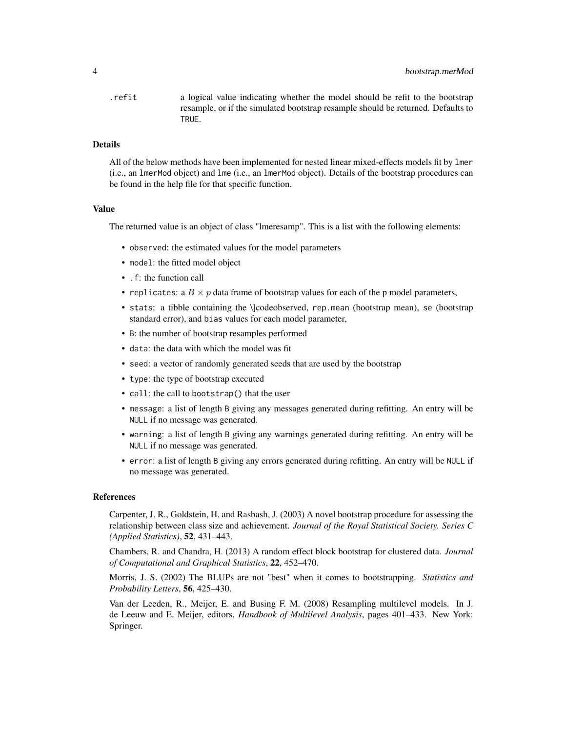`.refit` a logical value indicating whether the model should be refit to the bootstrap resample, or if the simulated bootstrap resample should be returned. Defaults to `TRUE`.

### Details

All of the below methods have been implemented for nested linear mixed-effects models fit by `lmer` (i.e., an `lmerMod` object) and `lme` (i.e., an `lmerMod` object). Details of the bootstrap procedures can be found in the help file for that specific function.

### Value

The returned value is an object of class "lmeresamp". This is a list with the following elements:

- `observed`: the estimated values for the model parameters
- `model`: the fitted model object
- `.f`: the function call
- `replicates`: a $B \times p$ data frame of bootstrap values for each of the p model parameters,
- `stats`: a tibble containing the \]codeobserved, `rep.mean` (bootstrap mean), `se` (bootstrap standard error), and `bias` values for each model parameter,
- `B`: the number of bootstrap resamples performed
- `data`: the data with which the model was fit
- `seed`: a vector of randomly generated seeds that are used by the bootstrap
- `type`: the type of bootstrap executed
- `call`: the call to `bootstrap()` that the user
- `message`: a list of length `B` giving any messages generated during refitting. An entry will be `NULL` if no message was generated.
- `warning`: a list of length `B` giving any warnings generated during refitting. An entry will be `NULL` if no message was generated.
- `error`: a list of length `B` giving any errors generated during refitting. An entry will be `NULL` if no message was generated.

### References

Carpenter, J. R., Goldstein, H. and Rasbash, J. (2003) A novel bootstrap procedure for assessing the relationship between class size and achievement. *Journal of the Royal Statistical Society. Series C (Applied Statistics)*, **52**, 431–443.

Chambers, R. and Chandra, H. (2013) A random effect block bootstrap for clustered data. *Journal of Computational and Graphical Statistics*, **22**, 452–470.

Morris, J. S. (2002) The BLUPs are not "best" when it comes to bootstrapping. *Statistics and Probability Letters*, **56**, 425–430.

Van der Leeden, R., Meijer, E. and Busing F. M. (2008) Resampling multilevel models. In J. de Leeuw and E. Meijer, editors, *Handbook of Multilevel Analysis*, pages 401–433. New York: Springer.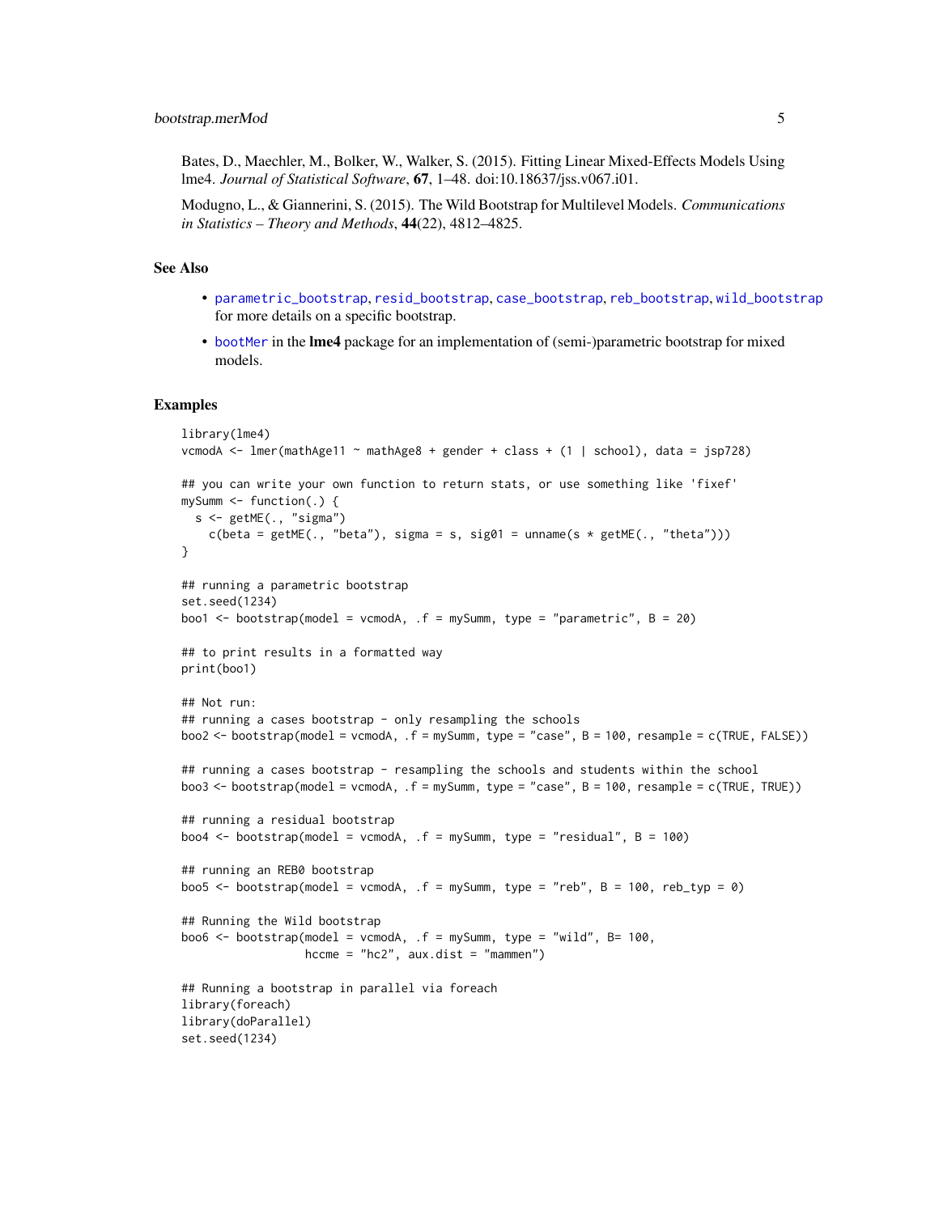Bates, D., Maechler, M., Bolker, W., Walker, S. (2015). Fitting Linear Mixed-Effects Models Using lme4. *Journal of Statistical Software*, **67**, 1–48. doi:10.18637/jss.v067.i01.

Modugno, L., & Giannerini, S. (2015). The Wild Bootstrap for Multilevel Models. *Communications in Statistics – Theory and Methods*, **44**(22), 4812–4825.

### See Also

- parametric_bootstrap, resid_bootstrap, case_bootstrap, reb_bootstrap, wild_bootstrap for more details on a specific bootstrap.
- bootMer in the **lme4** package for an implementation of (semi-)parametric bootstrap for mixed models.

### Examples

```
library(lme4)
vcmodA <- lmer(mathAge11 ~ mathAge8 + gender + class + (1 | school), data = jsp728)

## you can write your own function to return stats, or use something like 'fixef'
mySumm <- function(.) {
  s <- getME(., "sigma")
    c(beta = getME(., "beta"), sigma = s, sig01 = unname(s * getME(., "theta")))
}

## running a parametric bootstrap
set.seed(1234)
boo1 <- bootstrap(model = vcmodA, .f = mySumm, type = "parametric", B = 20)

## to print results in a formatted way
print(boo1)

## Not run:
## running a cases bootstrap - only resampling the schools
boo2 <- bootstrap(model = vcmodA, .f = mySumm, type = "case", B = 100, resample = c(TRUE, FALSE))

## running a cases bootstrap - resampling the schools and students within the school
boo3 <- bootstrap(model = vcmodA, .f = mySumm, type = "case", B = 100, resample = c(TRUE, TRUE))

## running a residual bootstrap
boo4 <- bootstrap(model = vcmodA, .f = mySumm, type = "residual", B = 100)

## running an REB0 bootstrap
boo5 <- bootstrap(model = vcmodA, .f = mySumm, type = "reb", B = 100, reb_typ = 0)

## Running the Wild bootstrap
boo6 <- bootstrap(model = vcmodA, .f = mySumm, type = "wild", B= 100,
                  hccme = "hc2", aux.dist = "mammen")

## Running a bootstrap in parallel via foreach
library(foreach)
library(doParallel)
set.seed(1234)
```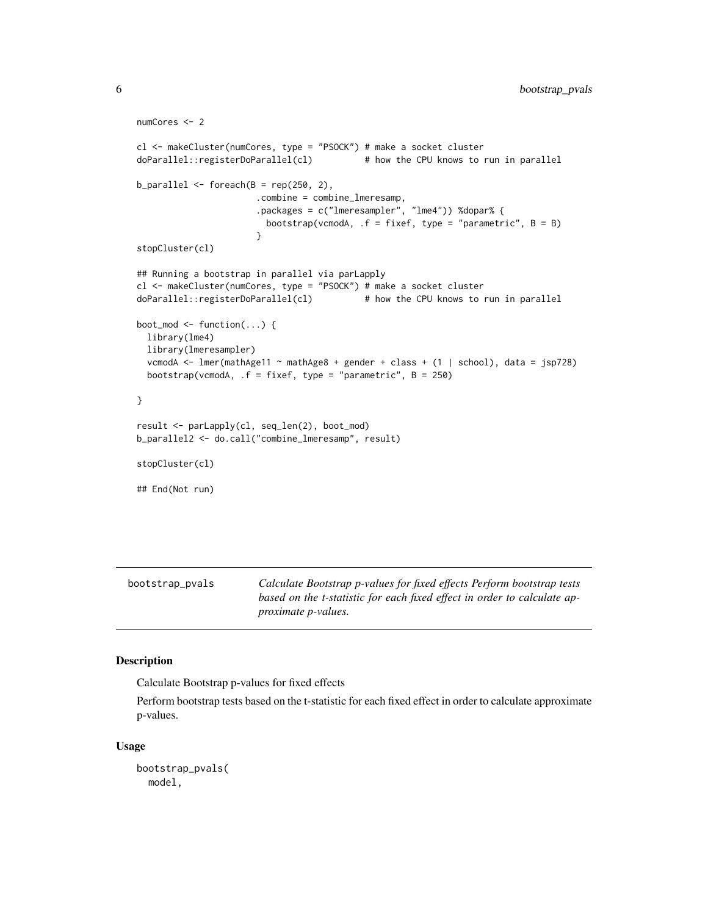```
numCores <- 2

cl <- makeCluster(numCores, type = "PSOCK") # make a socket cluster
doParallel::registerDoParallel(cl)          # how the CPU knows to run in parallel

b_parallel <- foreach(B = rep(250, 2),
                      .combine = combine_lmeresamp,
                      .packages = c("lmeresampler", "lme4")) %dopar% {
                        bootstrap(vcmodA, .f = fixef, type = "parametric", B = B)
                      }
stopCluster(cl)

## Running a bootstrap in parallel via parLapply
cl <- makeCluster(numCores, type = "PSOCK") # make a socket cluster
doParallel::registerDoParallel(cl)          # how the CPU knows to run in parallel

boot_mod <- function(...) {
  library(lme4)
  library(lmeresampler)
  vcmodA <- lmer(mathAge11 ~ mathAge8 + gender + class + (1 | school), data = jsp728)
  bootstrap(vcmodA, .f = fixef, type = "parametric", B = 250)

}

result <- parLapply(cl, seq_len(2), boot_mod)
b_parallel2 <- do.call("combine_lmeresamp", result)

stopCluster(cl)

## End(Not run)
```

---

bootstrap_pvals — *Calculate Bootstrap p-values for fixed effects Perform bootstrap tests based on the t-statistic for each fixed effect in order to calculate approximate p-values.*

---

## Description

Calculate Bootstrap p-values for fixed effects

Perform bootstrap tests based on the t-statistic for each fixed effect in order to calculate approximate p-values.

## Usage

```
bootstrap_pvals(
  model,
```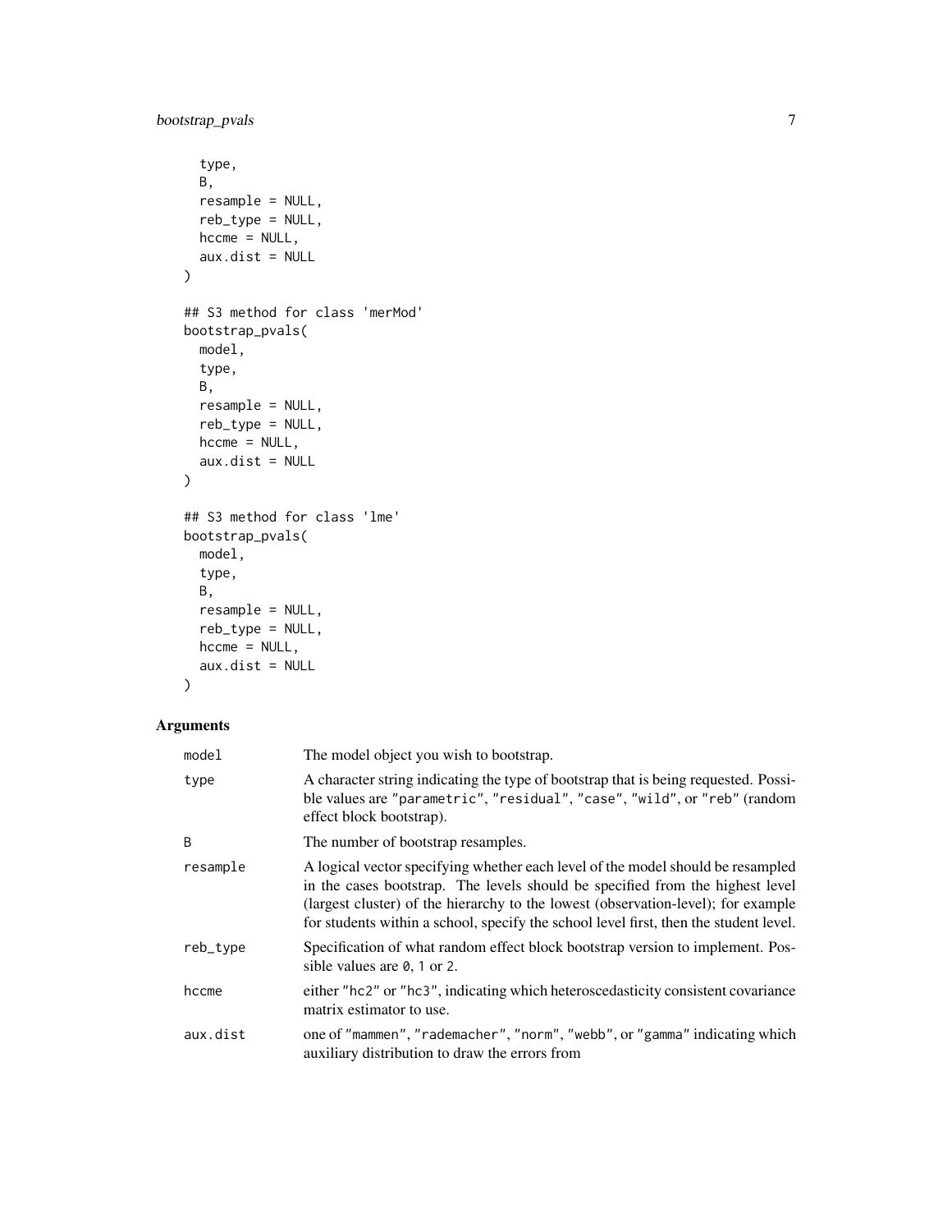```
  type,
  B,
  resample = NULL,
  reb_type = NULL,
  hccme = NULL,
  aux.dist = NULL
)

## S3 method for class 'merMod'
bootstrap_pvals(
  model,
  type,
  B,
  resample = NULL,
  reb_type = NULL,
  hccme = NULL,
  aux.dist = NULL
)

## S3 method for class 'lme'
bootstrap_pvals(
  model,
  type,
  B,
  resample = NULL,
  reb_type = NULL,
  hccme = NULL,
  aux.dist = NULL
)
```

## Arguments

| | |
|---|---|
| `model` | The model object you wish to bootstrap. |
| `type` | A character string indicating the type of bootstrap that is being requested. Possible values are `"parametric"`, `"residual"`, `"case"`, `"wild"`, or `"reb"` (random effect block bootstrap). |
| `B` | The number of bootstrap resamples. |
| `resample` | A logical vector specifying whether each level of the model should be resampled in the cases bootstrap. The levels should be specified from the highest level (largest cluster) of the hierarchy to the lowest (observation-level); for example for students within a school, specify the school level first, then the student level. |
| `reb_type` | Specification of what random effect block bootstrap version to implement. Possible values are `0`, `1` or `2`. |
| `hccme` | either `"hc2"` or `"hc3"`, indicating which heteroscedasticity consistent covariance matrix estimator to use. |
| `aux.dist` | one of `"mammen"`, `"rademacher"`, `"norm"`, `"webb"`, or `"gamma"` indicating which auxiliary distribution to draw the errors from |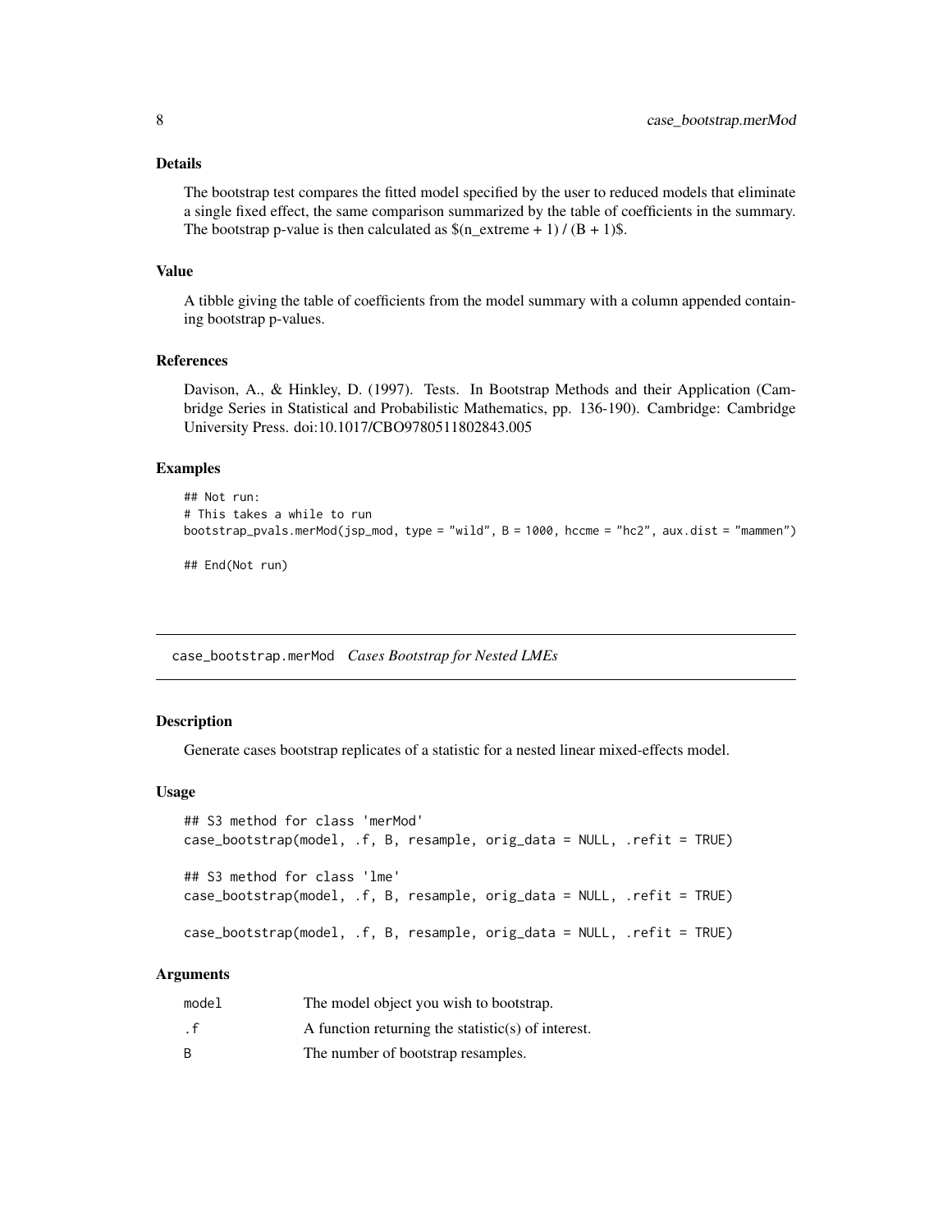### Details

The bootstrap test compares the fitted model specified by the user to reduced models that eliminate a single fixed effect, the same comparison summarized by the table of coefficients in the summary. The bootstrap p-value is then calculated as $(n_extreme + 1) / (B + 1)$.

### Value

A tibble giving the table of coefficients from the model summary with a column appended containing bootstrap p-values.

### References

Davison, A., & Hinkley, D. (1997). Tests. In Bootstrap Methods and their Application (Cambridge Series in Statistical and Probabilistic Mathematics, pp. 136-190). Cambridge: Cambridge University Press. doi:10.1017/CBO9780511802843.005

### Examples

```
## Not run:
# This takes a while to run
bootstrap_pvals.merMod(jsp_mod, type = "wild", B = 1000, hccme = "hc2", aux.dist = "mammen")

## End(Not run)
```

---

## case_bootstrap.merMod *Cases Bootstrap for Nested LMEs*

### Description

Generate cases bootstrap replicates of a statistic for a nested linear mixed-effects model.

### Usage

```
## S3 method for class 'merMod'
case_bootstrap(model, .f, B, resample, orig_data = NULL, .refit = TRUE)

## S3 method for class 'lme'
case_bootstrap(model, .f, B, resample, orig_data = NULL, .refit = TRUE)

case_bootstrap(model, .f, B, resample, orig_data = NULL, .refit = TRUE)
```

### Arguments

| | |
|---|---|
| model | The model object you wish to bootstrap. |
| .f | A function returning the statistic(s) of interest. |
| B | The number of bootstrap resamples. |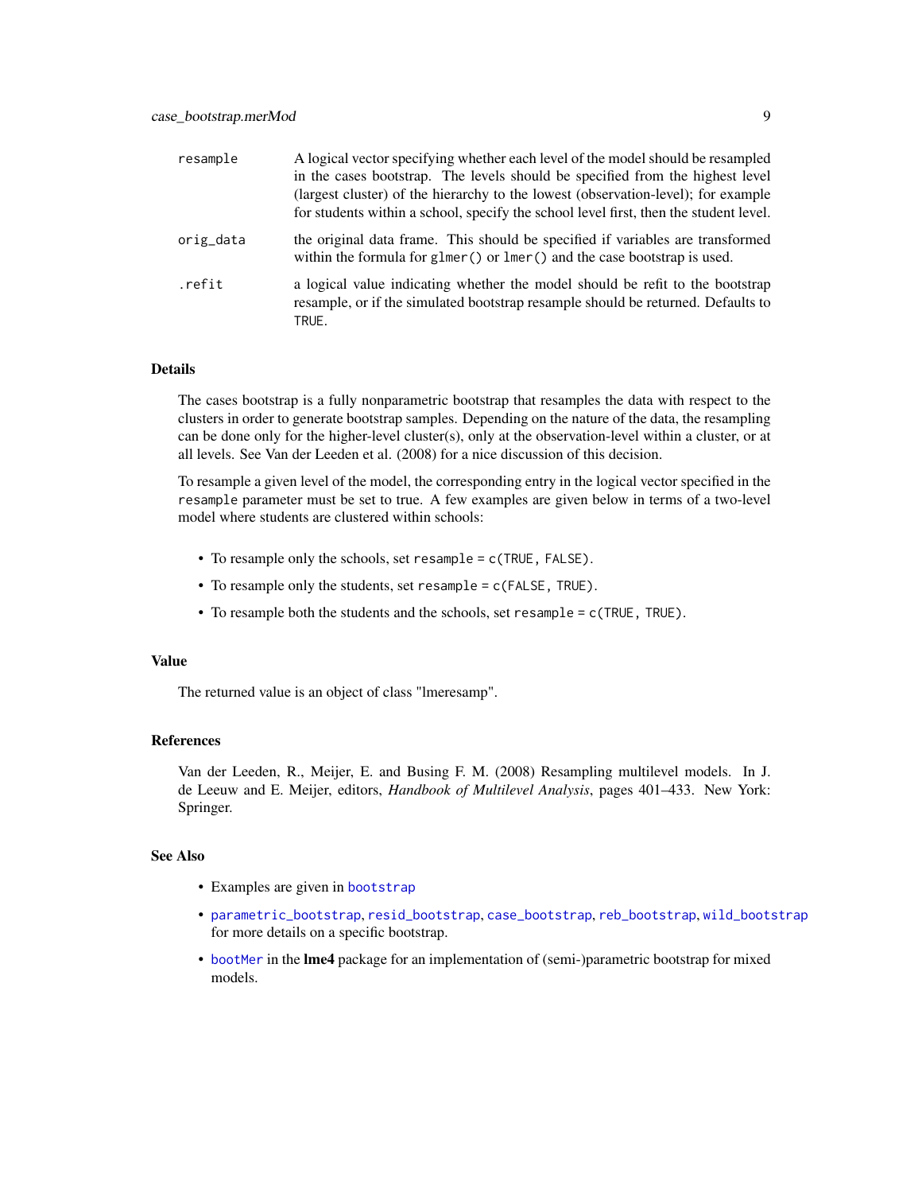| | |
|---|---|
| `resample` | A logical vector specifying whether each level of the model should be resampled in the cases bootstrap. The levels should be specified from the highest level (largest cluster) of the hierarchy to the lowest (observation-level); for example for students within a school, specify the school level first, then the student level. |
| `orig_data` | the original data frame. This should be specified if variables are transformed within the formula for `glmer()` or `lmer()` and the case bootstrap is used. |
| `.refit` | a logical value indicating whether the model should be refit to the bootstrap resample, or if the simulated bootstrap resample should be returned. Defaults to `TRUE`. |

## Details

The cases bootstrap is a fully nonparametric bootstrap that resamples the data with respect to the clusters in order to generate bootstrap samples. Depending on the nature of the data, the resampling can be done only for the higher-level cluster(s), only at the observation-level within a cluster, or at all levels. See Van der Leeden et al. (2008) for a nice discussion of this decision.

To resample a given level of the model, the corresponding entry in the logical vector specified in the `resample` parameter must be set to true. A few examples are given below in terms of a two-level model where students are clustered within schools:

- To resample only the schools, set `resample = c(TRUE, FALSE)`.
- To resample only the students, set `resample = c(FALSE, TRUE)`.
- To resample both the students and the schools, set `resample = c(TRUE, TRUE)`.

## Value

The returned value is an object of class "lmeresamp".

## References

Van der Leeden, R., Meijer, E. and Busing F. M. (2008) Resampling multilevel models. In J. de Leeuw and E. Meijer, editors, *Handbook of Multilevel Analysis*, pages 401–433. New York: Springer.

## See Also

- Examples are given in `bootstrap`
- `parametric_bootstrap`, `resid_bootstrap`, `case_bootstrap`, `reb_bootstrap`, `wild_bootstrap` for more details on a specific bootstrap.
- `bootMer` in the **lme4** package for an implementation of (semi-)parametric bootstrap for mixed models.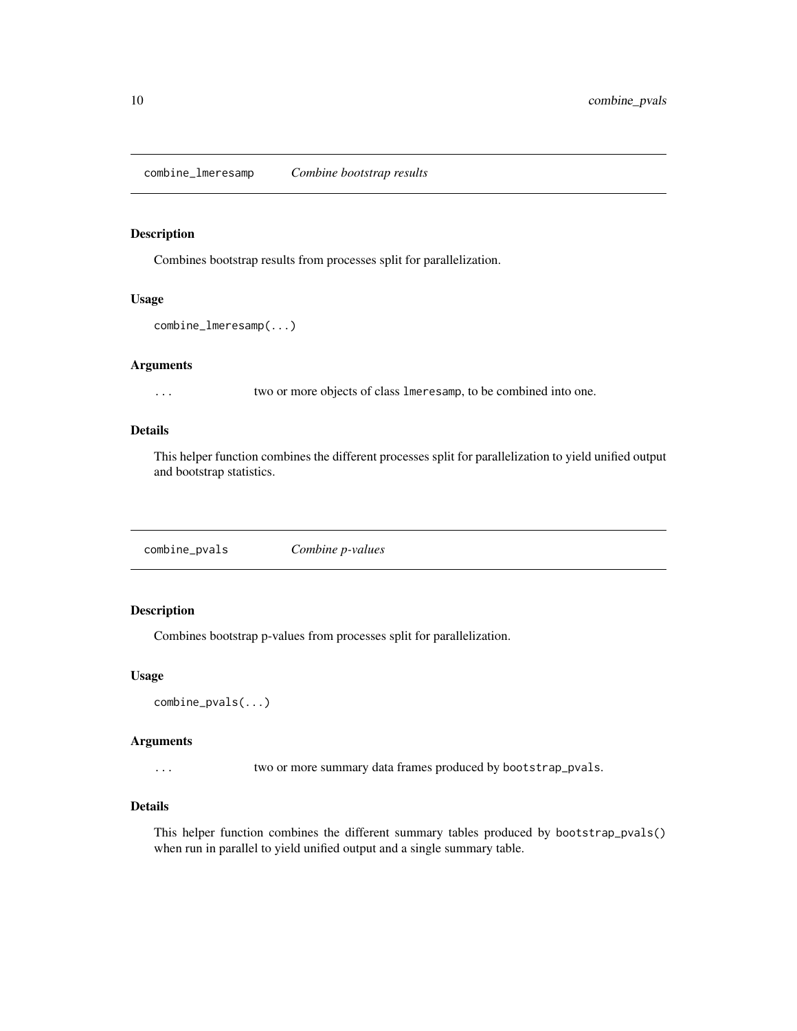## combine_lmeresamp *Combine bootstrap results*

### Description

Combines bootstrap results from processes split for parallelization.

### Usage

```
combine_lmeresamp(...)
```

### Arguments

`...` two or more objects of class `lmeresamp`, to be combined into one.

### Details

This helper function combines the different processes split for parallelization to yield unified output and bootstrap statistics.

## combine_pvals *Combine p-values*

### Description

Combines bootstrap p-values from processes split for parallelization.

### Usage

```
combine_pvals(...)
```

### Arguments

`...` two or more summary data frames produced by `bootstrap_pvals`.

### Details

This helper function combines the different summary tables produced by `bootstrap_pvals()` when run in parallel to yield unified output and a single summary table.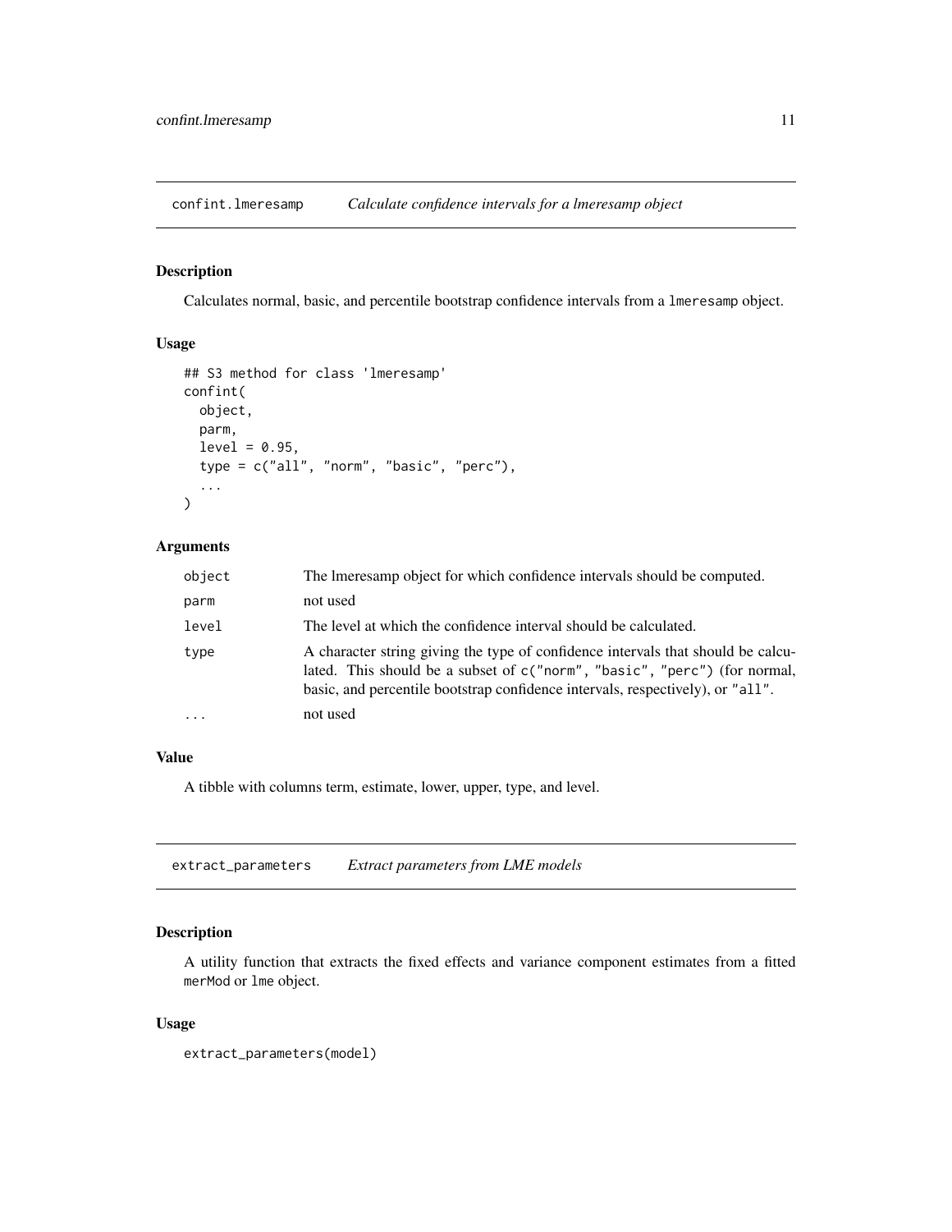## confint.lmeresamp — *Calculate confidence intervals for a lmeresamp object*

### Description

Calculates normal, basic, and percentile bootstrap confidence intervals from a `lmeresamp` object.

### Usage

```
## S3 method for class 'lmeresamp'
confint(
  object,
  parm,
  level = 0.95,
  type = c("all", "norm", "basic", "perc"),
  ...
)
```

### Arguments

| | |
|---|---|
| `object` | The lmeresamp object for which confidence intervals should be computed. |
| `parm` | not used |
| `level` | The level at which the confidence interval should be calculated. |
| `type` | A character string giving the type of confidence intervals that should be calculated. This should be a subset of `c("norm", "basic", "perc")` (for normal, basic, and percentile bootstrap confidence intervals, respectively), or `"all"`. |
| `...` | not used |

### Value

A tibble with columns term, estimate, lower, upper, type, and level.

## extract_parameters — *Extract parameters from LME models*

### Description

A utility function that extracts the fixed effects and variance component estimates from a fitted `merMod` or `lme` object.

### Usage

```
extract_parameters(model)
```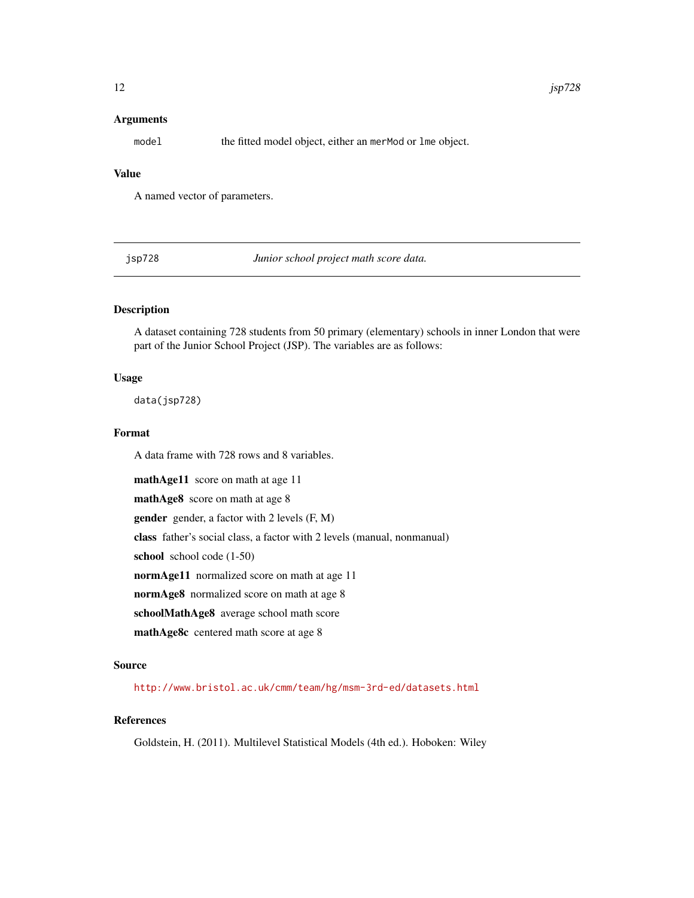### Arguments

`model` the fitted model object, either an `merMod` or `lme` object.

### Value

A named vector of parameters.

---

## jsp728 — *Junior school project math score data.*

---

### Description

A dataset containing 728 students from 50 primary (elementary) schools in inner London that were part of the Junior School Project (JSP). The variables are as follows:

### Usage

```
data(jsp728)
```

### Format

A data frame with 728 rows and 8 variables.

**mathAge11** score on math at age 11

**mathAge8** score on math at age 8

**gender** gender, a factor with 2 levels (F, M)

**class** father's social class, a factor with 2 levels (manual, nonmanual)

**school** school code (1-50)

**normAge11** normalized score on math at age 11

**normAge8** normalized score on math at age 8

**schoolMathAge8** average school math score

**mathAge8c** centered math score at age 8

### Source

http://www.bristol.ac.uk/cmm/team/hg/msm-3rd-ed/datasets.html

### References

Goldstein, H. (2011). Multilevel Statistical Models (4th ed.). Hoboken: Wiley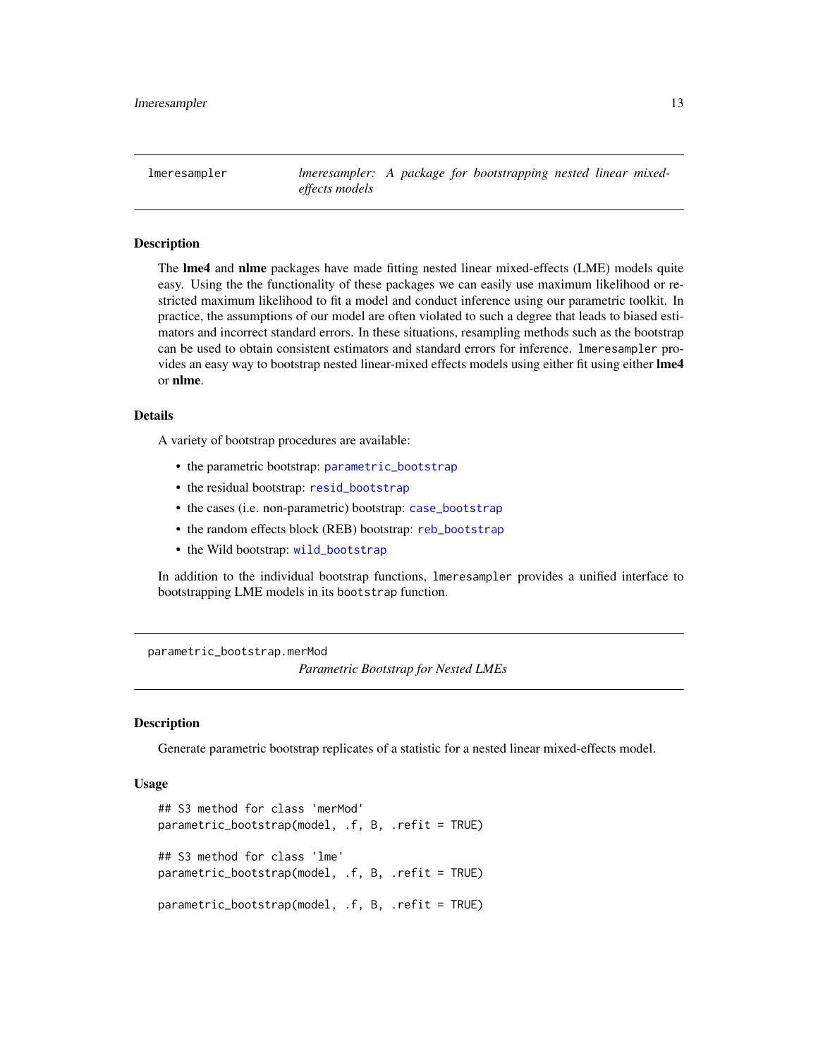## lmeresampler — *lmeresampler: A package for bootstrapping nested linear mixed-effects models*

### Description

The **lme4** and **nlme** packages have made fitting nested linear mixed-effects (LME) models quite easy. Using the the functionality of these packages we can easily use maximum likelihood or restricted maximum likelihood to fit a model and conduct inference using our parametric toolkit. In practice, the assumptions of our model are often violated to such a degree that leads to biased estimators and incorrect standard errors. In these situations, resampling methods such as the bootstrap can be used to obtain consistent estimators and standard errors for inference. `lmeresampler` provides an easy way to bootstrap nested linear-mixed effects models using either fit using either **lme4** or **nlme**.

### Details

A variety of bootstrap procedures are available:

- the parametric bootstrap: `parametric_bootstrap`
- the residual bootstrap: `resid_bootstrap`
- the cases (i.e. non-parametric) bootstrap: `case_bootstrap`
- the random effects block (REB) bootstrap: `reb_bootstrap`
- the Wild bootstrap: `wild_bootstrap`

In addition to the individual bootstrap functions, `lmeresampler` provides a unified interface to bootstrapping LME models in its `bootstrap` function.

## parametric_bootstrap.merMod — *Parametric Bootstrap for Nested LMEs*

### Description

Generate parametric bootstrap replicates of a statistic for a nested linear mixed-effects model.

### Usage

```
## S3 method for class 'merMod'
parametric_bootstrap(model, .f, B, .refit = TRUE)

## S3 method for class 'lme'
parametric_bootstrap(model, .f, B, .refit = TRUE)

parametric_bootstrap(model, .f, B, .refit = TRUE)
```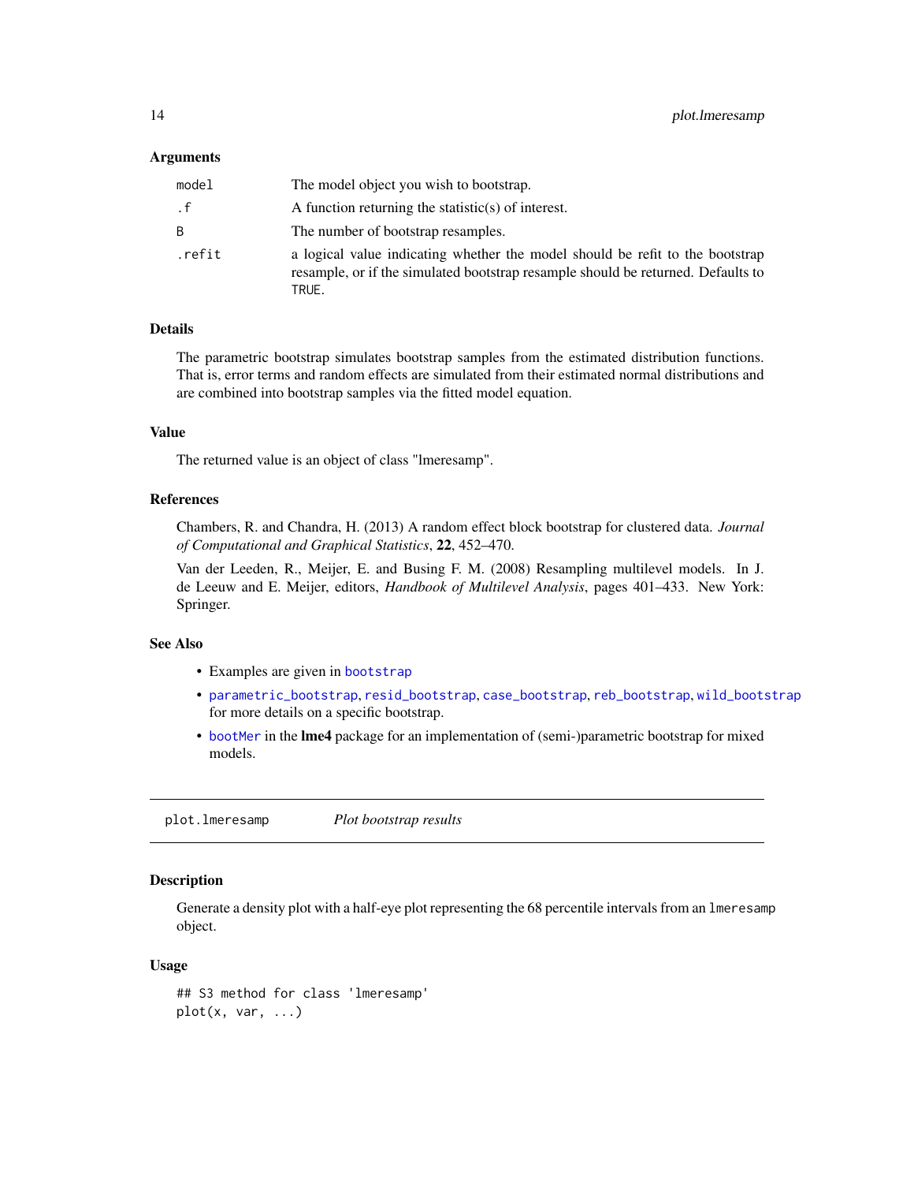### Arguments

| | |
|---|---|
| `model` | The model object you wish to bootstrap. |
| `.f` | A function returning the statistic(s) of interest. |
| `B` | The number of bootstrap resamples. |
| `.refit` | a logical value indicating whether the model should be refit to the bootstrap resample, or if the simulated bootstrap resample should be returned. Defaults to `TRUE`. |

### Details

The parametric bootstrap simulates bootstrap samples from the estimated distribution functions. That is, error terms and random effects are simulated from their estimated normal distributions and are combined into bootstrap samples via the fitted model equation.

### Value

The returned value is an object of class "lmeresamp".

### References

Chambers, R. and Chandra, H. (2013) A random effect block bootstrap for clustered data. *Journal of Computational and Graphical Statistics*, **22**, 452–470.

Van der Leeden, R., Meijer, E. and Busing F. M. (2008) Resampling multilevel models. In J. de Leeuw and E. Meijer, editors, *Handbook of Multilevel Analysis*, pages 401–433. New York: Springer.

### See Also

- Examples are given in `bootstrap`
- `parametric_bootstrap`, `resid_bootstrap`, `case_bootstrap`, `reb_bootstrap`, `wild_bootstrap` for more details on a specific bootstrap.
- `bootMer` in the **lme4** package for an implementation of (semi-)parametric bootstrap for mixed models.

---

## plot.lmeresamp — *Plot bootstrap results*

### Description

Generate a density plot with a half-eye plot representing the 68 percentile intervals from an `lmeresamp` object.

### Usage

```
## S3 method for class 'lmeresamp'
plot(x, var, ...)
```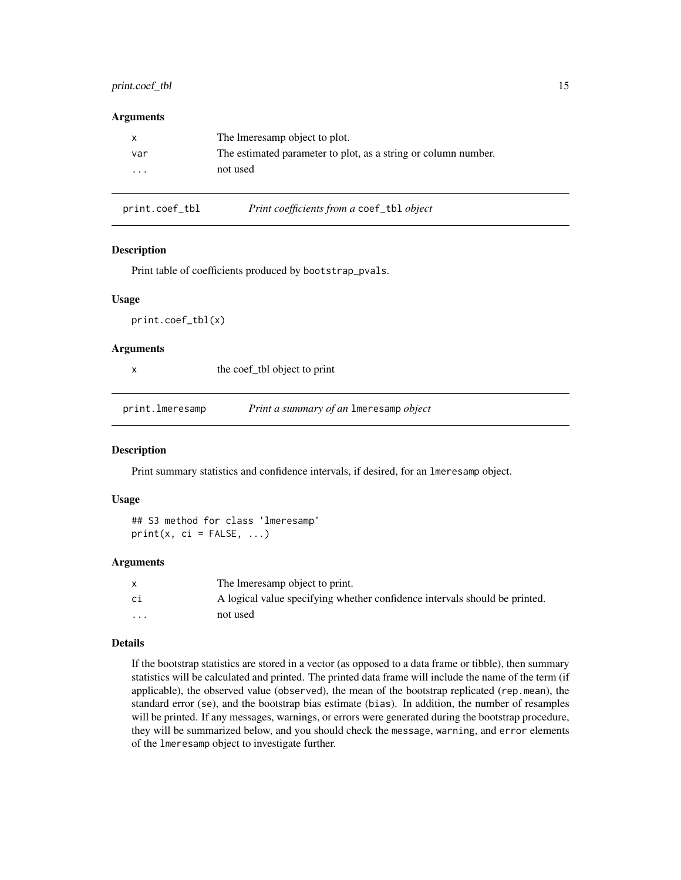**Arguments**

| | |
|---|---|
| x | The lmeresamp object to plot. |
| var | The estimated parameter to plot, as a string or column number. |
| ... | not used |

## print.coef_tbl — *Print coefficients from a* `coef_tbl` *object*

### Description

Print table of coefficients produced by `bootstrap_pvals`.

### Usage

```
print.coef_tbl(x)
```

### Arguments

| | |
|---|---|
| x | the coef_tbl object to print |

## print.lmeresamp — *Print a summary of an* `lmeresamp` *object*

### Description

Print summary statistics and confidence intervals, if desired, for an `lmeresamp` object.

### Usage

```
## S3 method for class 'lmeresamp'
print(x, ci = FALSE, ...)
```

### Arguments

| | |
|---|---|
| x | The lmeresamp object to print. |
| ci | A logical value specifying whether confidence intervals should be printed. |
| ... | not used |

### Details

If the bootstrap statistics are stored in a vector (as opposed to a data frame or tibble), then summary statistics will be calculated and printed. The printed data frame will include the name of the term (if applicable), the observed value (`observed`), the mean of the bootstrap replicated (`rep.mean`), the standard error (`se`), and the bootstrap bias estimate (`bias`). In addition, the number of resamples will be printed. If any messages, warnings, or errors were generated during the bootstrap procedure, they will be summarized below, and you should check the `message`, `warning`, and `error` elements of the `lmeresamp` object to investigate further.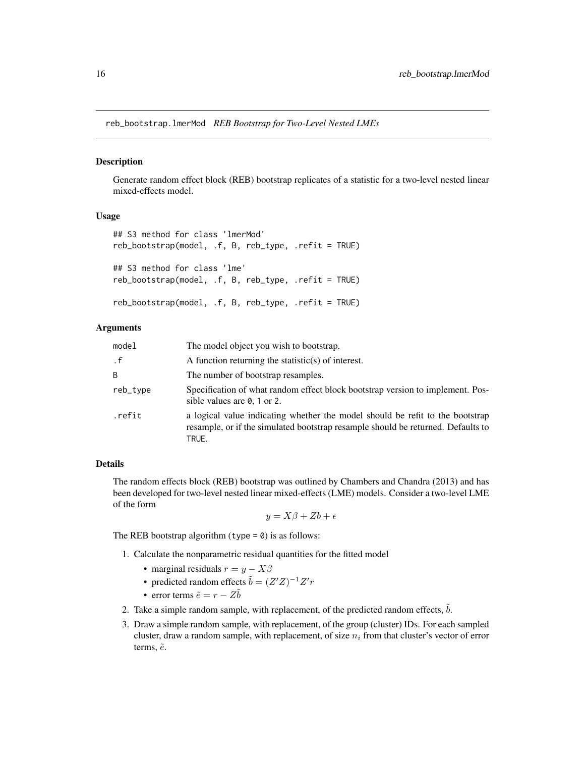`reb_bootstrap.lmerMod` *REB Bootstrap for Two-Level Nested LMEs*

## Description

Generate random effect block (REB) bootstrap replicates of a statistic for a two-level nested linear mixed-effects model.

## Usage

```
## S3 method for class 'lmerMod'
reb_bootstrap(model, .f, B, reb_type, .refit = TRUE)

## S3 method for class 'lme'
reb_bootstrap(model, .f, B, reb_type, .refit = TRUE)

reb_bootstrap(model, .f, B, reb_type, .refit = TRUE)
```

## Arguments

| | |
|---|---|
| `model` | The model object you wish to bootstrap. |
| `.f` | A function returning the statistic(s) of interest. |
| `B` | The number of bootstrap resamples. |
| `reb_type` | Specification of what random effect block bootstrap version to implement. Possible values are `0`, `1` or `2`. |
| `.refit` | a logical value indicating whether the model should be refit to the bootstrap resample, or if the simulated bootstrap resample should be returned. Defaults to `TRUE`. |

## Details

The random effects block (REB) bootstrap was outlined by Chambers and Chandra (2013) and has been developed for two-level nested linear mixed-effects (LME) models. Consider a two-level LME of the form

$$y = X\beta + Zb + \epsilon$$

The REB bootstrap algorithm (`type = 0`) is as follows:

1. Calculate the nonparametric residual quantities for the fitted model
   - marginal residuals $r = y - X\beta$
   - predicted random effects $\tilde{b} = (Z'Z)^{-1}Z'r$
   - error terms $\tilde{e} = r - Z\tilde{b}$
2. Take a simple random sample, with replacement, of the predicted random effects, $\tilde{b}$.
3. Draw a simple random sample, with replacement, of the group (cluster) IDs. For each sampled cluster, draw a random sample, with replacement, of size $n_i$ from that cluster's vector of error terms, $\tilde{e}$.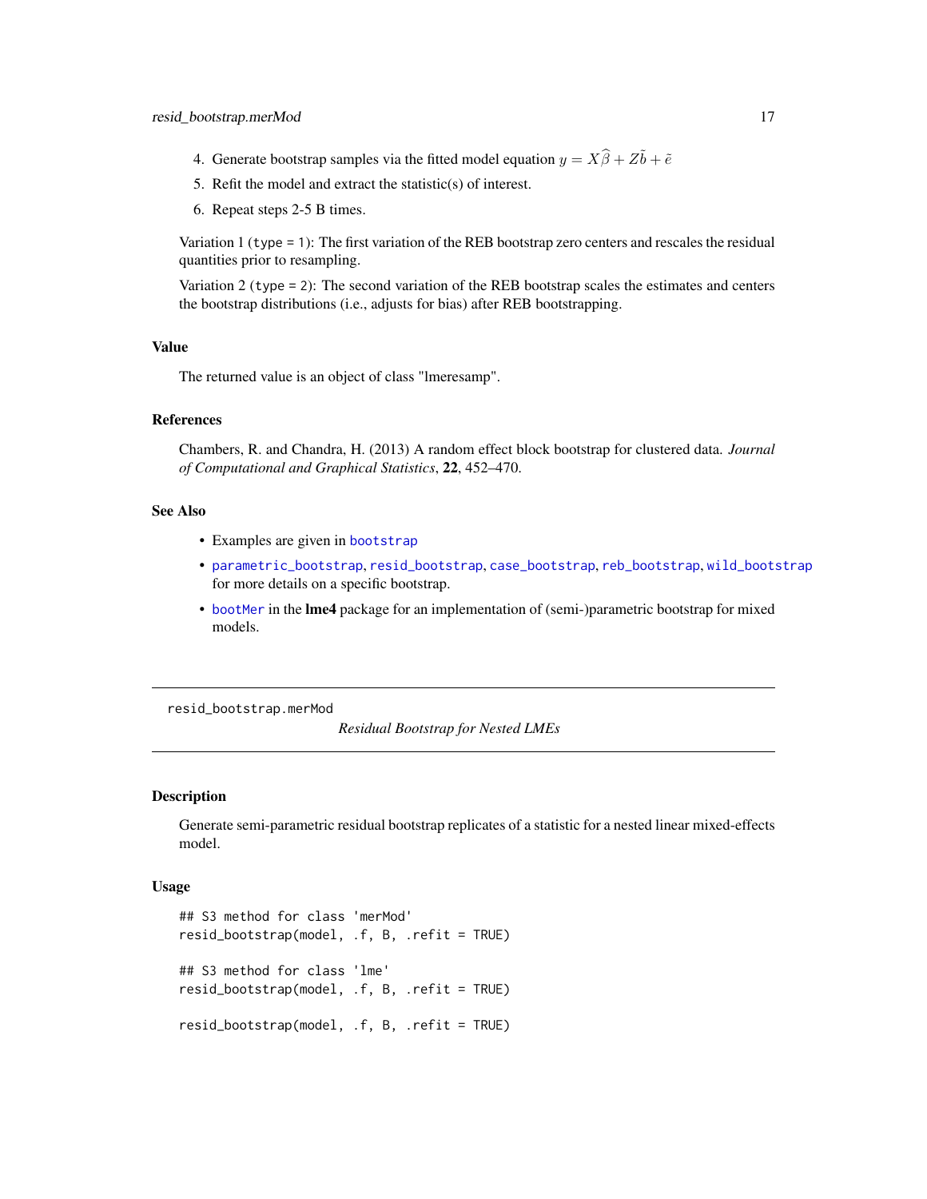4. Generate bootstrap samples via the fitted model equation $y = X\widehat{\beta} + Z\tilde{b} + \tilde{e}$
5. Refit the model and extract the statistic(s) of interest.
6. Repeat steps 2-5 B times.

Variation 1 (`type = 1`): The first variation of the REB bootstrap zero centers and rescales the residual quantities prior to resampling.

Variation 2 (`type = 2`): The second variation of the REB bootstrap scales the estimates and centers the bootstrap distributions (i.e., adjusts for bias) after REB bootstrapping.

### Value

The returned value is an object of class "lmeresamp".

### References

Chambers, R. and Chandra, H. (2013) A random effect block bootstrap for clustered data. *Journal of Computational and Graphical Statistics*, **22**, 452–470.

### See Also

- Examples are given in `bootstrap`
- `parametric_bootstrap`, `resid_bootstrap`, `case_bootstrap`, `reb_bootstrap`, `wild_bootstrap` for more details on a specific bootstrap.
- `bootMer` in the **lme4** package for an implementation of (semi-)parametric bootstrap for mixed models.

---

`resid_bootstrap.merMod` *Residual Bootstrap for Nested LMEs*

---

### Description

Generate semi-parametric residual bootstrap replicates of a statistic for a nested linear mixed-effects model.

### Usage

```
## S3 method for class 'merMod'
resid_bootstrap(model, .f, B, .refit = TRUE)

## S3 method for class 'lme'
resid_bootstrap(model, .f, B, .refit = TRUE)

resid_bootstrap(model, .f, B, .refit = TRUE)
```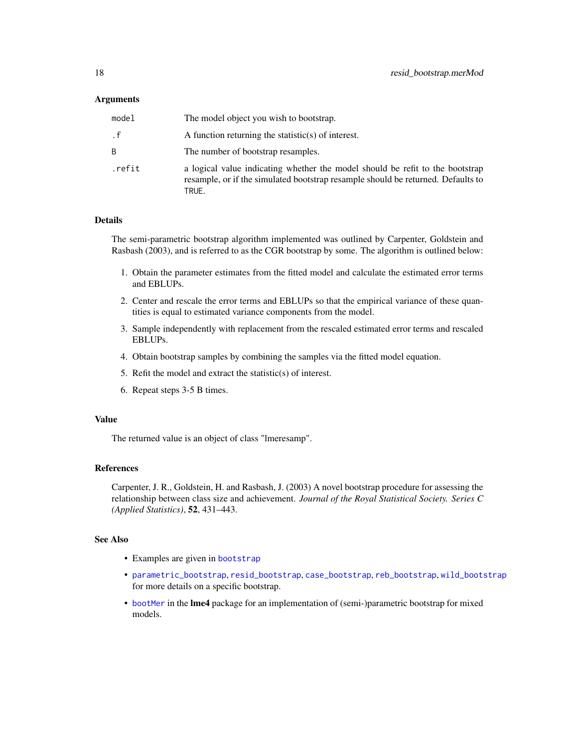### Arguments

| | |
|---|---|
| `model` | The model object you wish to bootstrap. |
| `.f` | A function returning the statistic(s) of interest. |
| `B` | The number of bootstrap resamples. |
| `.refit` | a logical value indicating whether the model should be refit to the bootstrap resample, or if the simulated bootstrap resample should be returned. Defaults to `TRUE`. |

### Details

The semi-parametric bootstrap algorithm implemented was outlined by Carpenter, Goldstein and Rasbash (2003), and is referred to as the CGR bootstrap by some. The algorithm is outlined below:

1. Obtain the parameter estimates from the fitted model and calculate the estimated error terms and EBLUPs.
2. Center and rescale the error terms and EBLUPs so that the empirical variance of these quantities is equal to estimated variance components from the model.
3. Sample independently with replacement from the rescaled estimated error terms and rescaled EBLUPs.
4. Obtain bootstrap samples by combining the samples via the fitted model equation.
5. Refit the model and extract the statistic(s) of interest.
6. Repeat steps 3-5 B times.

### Value

The returned value is an object of class "lmeresamp".

### References

Carpenter, J. R., Goldstein, H. and Rasbash, J. (2003) A novel bootstrap procedure for assessing the relationship between class size and achievement. *Journal of the Royal Statistical Society. Series C (Applied Statistics)*, **52**, 431–443.

### See Also

- Examples are given in `bootstrap`
- `parametric_bootstrap`, `resid_bootstrap`, `case_bootstrap`, `reb_bootstrap`, `wild_bootstrap` for more details on a specific bootstrap.
- `bootMer` in the **lme4** package for an implementation of (semi-)parametric bootstrap for mixed models.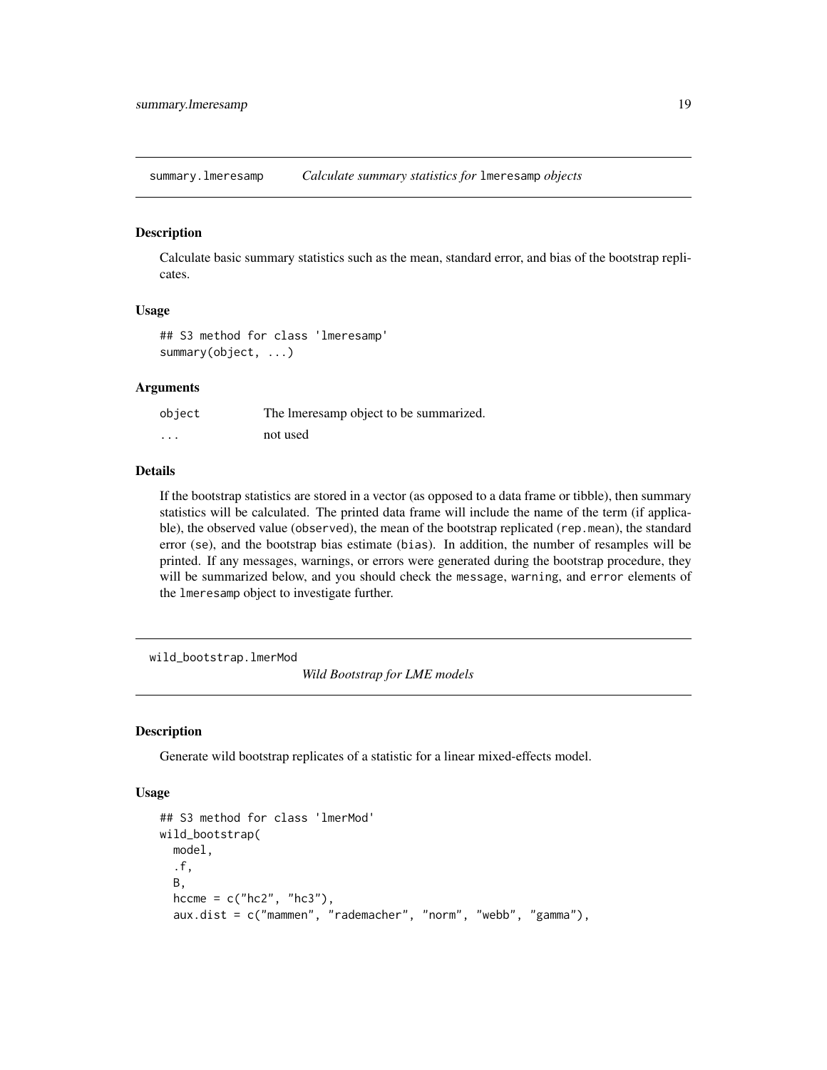## summary.lmeresamp — *Calculate summary statistics for* `lmeresamp` *objects*

### Description

Calculate basic summary statistics such as the mean, standard error, and bias of the bootstrap replicates.

### Usage

```
## S3 method for class 'lmeresamp'
summary(object, ...)
```

### Arguments

| | |
|---|---|
| `object` | The lmeresamp object to be summarized. |
| `...` | not used |

### Details

If the bootstrap statistics are stored in a vector (as opposed to a data frame or tibble), then summary statistics will be calculated. The printed data frame will include the name of the term (if applicable), the observed value (`observed`), the mean of the bootstrap replicated (`rep.mean`), the standard error (`se`), and the bootstrap bias estimate (`bias`). In addition, the number of resamples will be printed. If any messages, warnings, or errors were generated during the bootstrap procedure, they will be summarized below, and you should check the `message`, `warning`, and `error` elements of the `lmeresamp` object to investigate further.

## wild_bootstrap.lmerMod — *Wild Bootstrap for LME models*

### Description

Generate wild bootstrap replicates of a statistic for a linear mixed-effects model.

### Usage

```
## S3 method for class 'lmerMod'
wild_bootstrap(
  model,
  .f,
  B,
  hccme = c("hc2", "hc3"),
  aux.dist = c("mammen", "rademacher", "norm", "webb", "gamma"),
```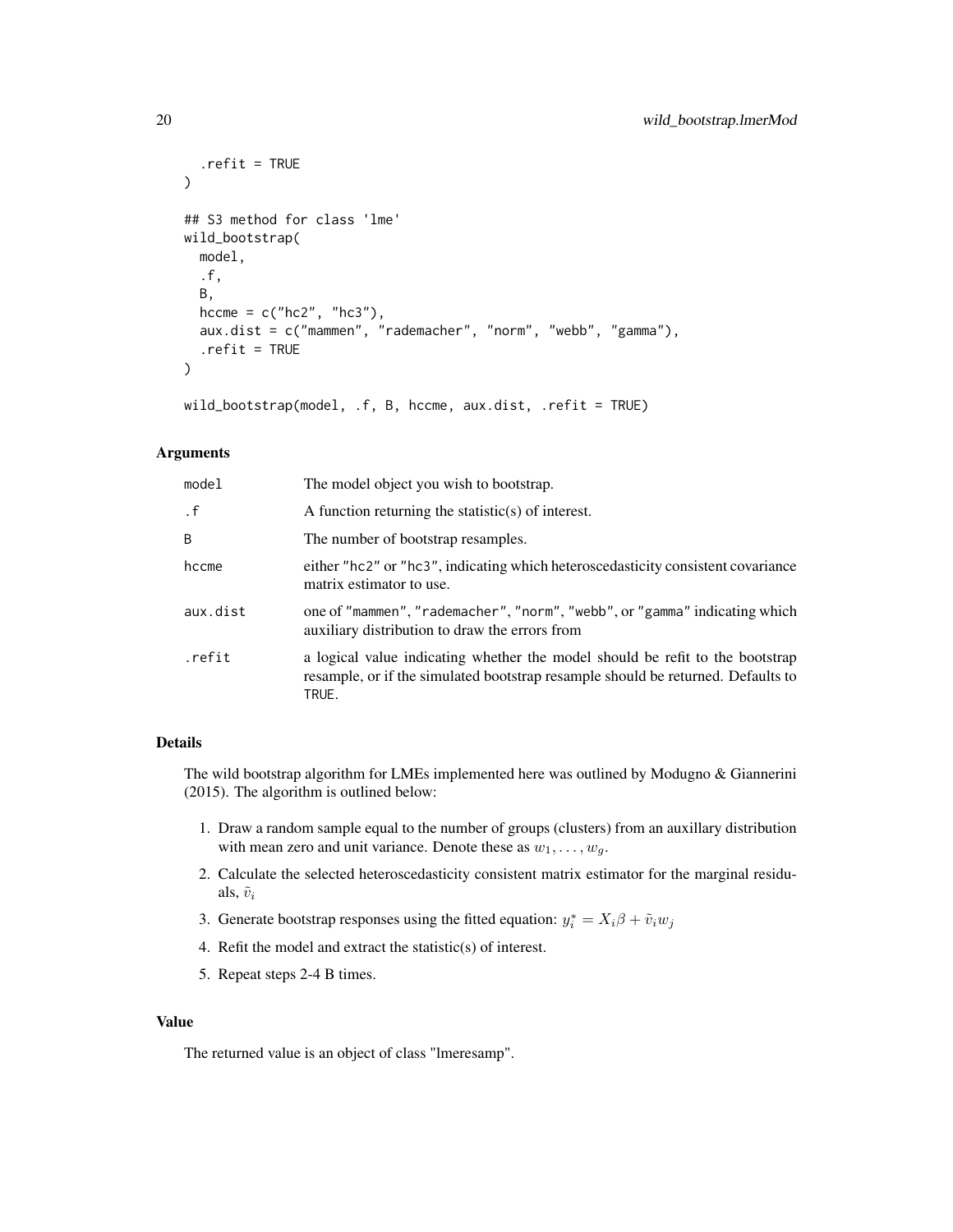```
  .refit = TRUE
)

## S3 method for class 'lme'
wild_bootstrap(
  model,
  .f,
  B,
  hccme = c("hc2", "hc3"),
  aux.dist = c("mammen", "rademacher", "norm", "webb", "gamma"),
  .refit = TRUE
)

wild_bootstrap(model, .f, B, hccme, aux.dist, .refit = TRUE)
```

## Arguments

| | |
|---|---|
| `model` | The model object you wish to bootstrap. |
| `.f` | A function returning the statistic(s) of interest. |
| `B` | The number of bootstrap resamples. |
| `hccme` | either `"hc2"` or `"hc3"`, indicating which heteroscedasticity consistent covariance matrix estimator to use. |
| `aux.dist` | one of `"mammen"`, `"rademacher"`, `"norm"`, `"webb"`, or `"gamma"` indicating which auxiliary distribution to draw the errors from |
| `.refit` | a logical value indicating whether the model should be refit to the bootstrap resample, or if the simulated bootstrap resample should be returned. Defaults to `TRUE`. |

## Details

The wild bootstrap algorithm for LMEs implemented here was outlined by Modugno & Giannerini (2015). The algorithm is outlined below:

1. Draw a random sample equal to the number of groups (clusters) from an auxillary distribution with mean zero and unit variance. Denote these as $w_1, \ldots, w_g$.
2. Calculate the selected heteroscedasticity consistent matrix estimator for the marginal residuals, $\tilde{v}_i$
3. Generate bootstrap responses using the fitted equation: $y_i^* = X_i\beta + \tilde{v}_i w_j$
4. Refit the model and extract the statistic(s) of interest.
5. Repeat steps 2-4 B times.

## Value

The returned value is an object of class "lmeresamp".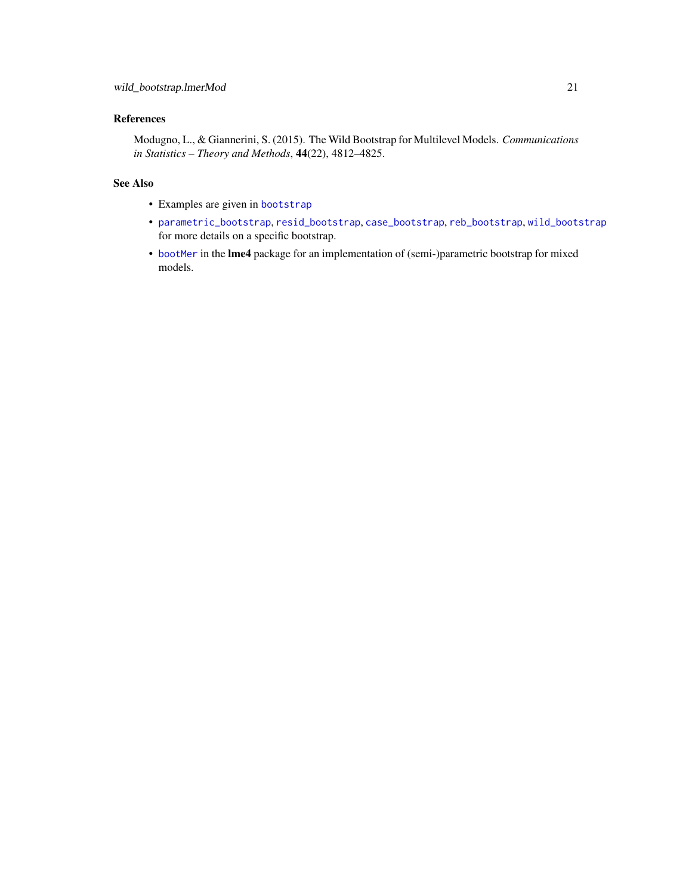## References

Modugno, L., & Giannerini, S. (2015). The Wild Bootstrap for Multilevel Models. *Communications in Statistics – Theory and Methods*, **44**(22), 4812–4825.

## See Also

- Examples are given in `bootstrap`
- `parametric_bootstrap`, `resid_bootstrap`, `case_bootstrap`, `reb_bootstrap`, `wild_bootstrap` for more details on a specific bootstrap.
- `bootMer` in the **lme4** package for an implementation of (semi-)parametric bootstrap for mixed models.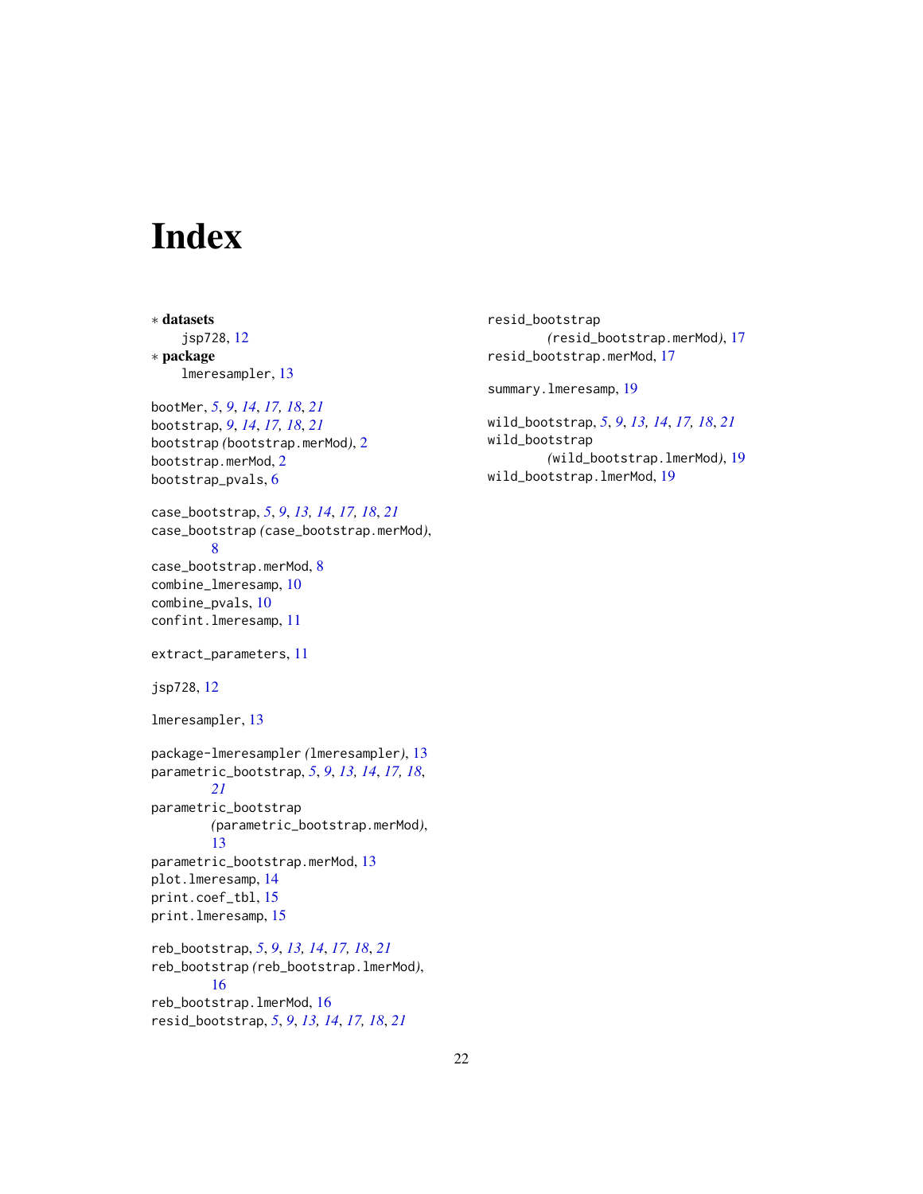# Index

∗ **datasets**
    jsp728, 12

∗ **package**
    lmeresampler, 13

bootMer, *5*, *9*, *14*, *17, 18*, *21*
bootstrap, *9*, *14*, *17, 18*, *21*
bootstrap *(*bootstrap.merMod*)*, 2
bootstrap.merMod, 2
bootstrap_pvals, 6

case_bootstrap, *5*, *9*, *13, 14*, *17, 18*, *21*
case_bootstrap *(*case_bootstrap.merMod*)*, 8
case_bootstrap.merMod, 8
combine_lmeresamp, 10
combine_pvals, 10
confint.lmeresamp, 11

extract_parameters, 11

jsp728, 12

lmeresampler, 13

package-lmeresampler *(*lmeresampler*)*, 13
parametric_bootstrap, *5*, *9*, *13, 14*, *17, 18*, *21*
parametric_bootstrap *(*parametric_bootstrap.merMod*)*, 13
parametric_bootstrap.merMod, 13
plot.lmeresamp, 14
print.coef_tbl, 15
print.lmeresamp, 15

reb_bootstrap, *5*, *9*, *13, 14*, *17, 18*, *21*
reb_bootstrap *(*reb_bootstrap.lmerMod*)*, 16
reb_bootstrap.lmerMod, 16
resid_bootstrap, *5*, *9*, *13, 14*, *17, 18*, *21*
resid_bootstrap *(*resid_bootstrap.merMod*)*, 17
resid_bootstrap.merMod, 17

summary.lmeresamp, 19

wild_bootstrap, *5*, *9*, *13, 14*, *17, 18*, *21*
wild_bootstrap *(*wild_bootstrap.lmerMod*)*, 19
wild_bootstrap.lmerMod, 19